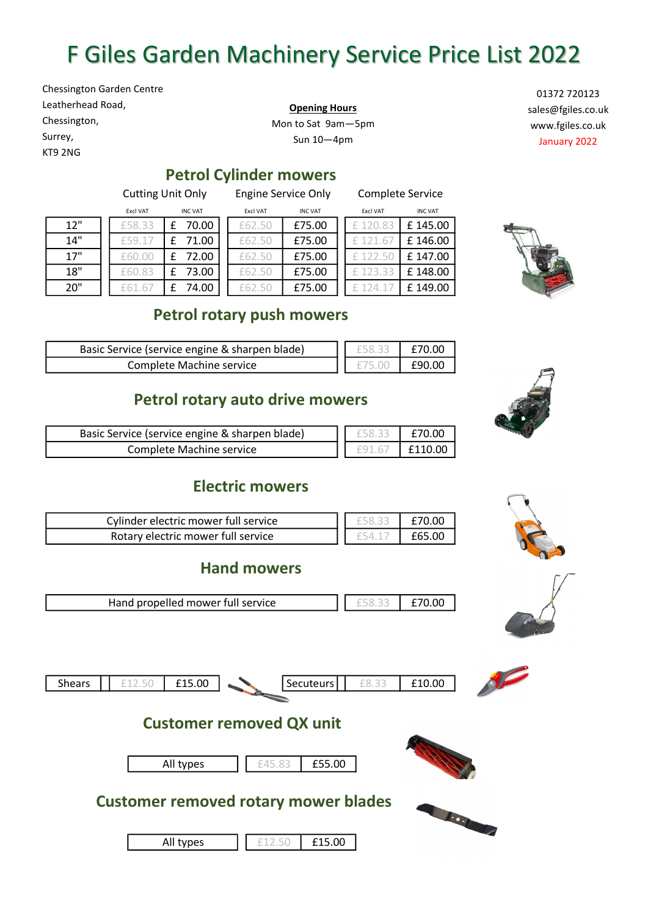# F Giles Garden Machinery Service Price List 2022

Chessington Garden Centre
Leatherhead Road,
Chessington,
Surrey,
KT9 2NG

**Opening Hours**
Mon to Sat 9am—5pm
Sun 10—4pm

01372 720123
sales@fgiles.co.uk
www.fgiles.co.uk
January 2022

## Petrol Cylinder mowers

| | Cutting Unit Only | | Engine Service Only | | Complete Service | |
|---|---|---|---|---|---|---|
| | Excl VAT | INC VAT | Excl VAT | INC VAT | Excl VAT | INC VAT |
| 12" | £58.33 | £ 70.00 | £62.50 | £75.00 | £ 120.83 | £ 145.00 |
| 14" | £59.17 | £ 71.00 | £62.50 | £75.00 | £ 121.67 | £ 146.00 |
| 17" | £60.00 | £ 72.00 | £62.50 | £75.00 | £ 122.50 | £ 147.00 |
| 18" | £60.83 | £ 73.00 | £62.50 | £75.00 | £ 123.33 | £ 148.00 |
| 20" | £61.67 | £ 74.00 | £62.50 | £75.00 | £ 124.17 | £ 149.00 |

## Petrol rotary push mowers

| Service | Excl VAT | INC VAT |
|---|---|---|
| Basic Service (service engine & sharpen blade) | £58.33 | £70.00 |
| Complete Machine service | £75.00 | £90.00 |

## Petrol rotary auto drive mowers

| Service | Excl VAT | INC VAT |
|---|---|---|
| Basic Service (service engine & sharpen blade) | £58.33 | £70.00 |
| Complete Machine service | £91.67 | £110.00 |

## Electric mowers

| Service | Excl VAT | INC VAT |
|---|---|---|
| Cylinder electric mower full service | £58.33 | £70.00 |
| Rotary electric mower full service | £54.17 | £65.00 |

## Hand mowers

| Service | Excl VAT | INC VAT |
|---|---|---|
| Hand propelled mower full service | £58.33 | £70.00 |

| Item | Excl VAT | INC VAT |
|---|---|---|
| Shears | £12.50 | £15.00 |
| Secuteurs | £8.33 | £10.00 |

## Customer removed QX unit

| | Excl VAT | INC VAT |
|---|---|---|
| All types | £45.83 | £55.00 |

## Customer removed rotary mower blades

| | Excl VAT | INC VAT |
|---|---|---|
| All types | £12.50 | £15.00 |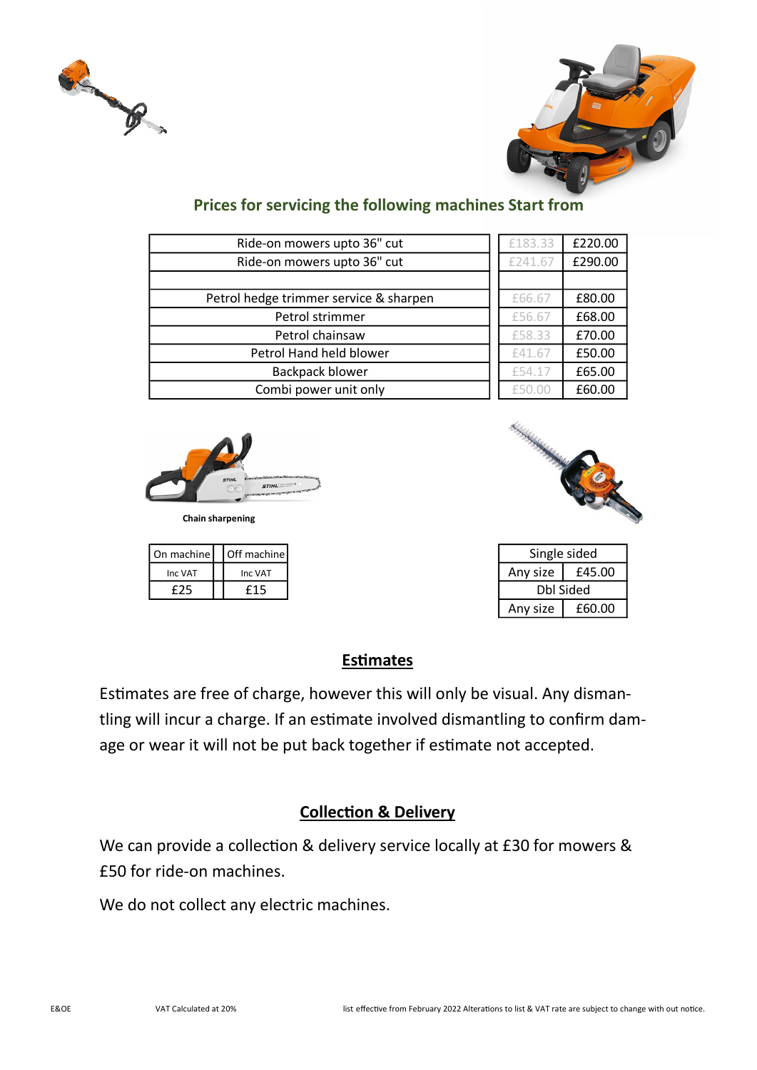## Prices for servicing the following machines Start from

| | | |
|---|---|---|
| Ride-on mowers upto 36" cut | £183.33 | £220.00 |
| Ride-on mowers upto 36" cut | £241.67 | £290.00 |
| | | |
| Petrol hedge trimmer service & sharpen | £66.67 | £80.00 |
| Petrol strimmer | £56.67 | £68.00 |
| Petrol chainsaw | £58.33 | £70.00 |
| Petrol Hand held blower | £41.67 | £50.00 |
| Backpack blower | £54.17 | £65.00 |
| Combi power unit only | £50.00 | £60.00 |

**Chain sharpening**

| On machine | Off machine |
|---|---|
| Inc VAT | Inc VAT |
| £25 | £15 |

| Single sided | |
|---|---|
| Any size | £45.00 |
| Dbl Sided | |
| Any size | £60.00 |

## Estimates

Estimates are free of charge, however this will only be visual. Any dismantling will incur a charge. If an estimate involved dismantling to confirm damage or wear it will not be put back together if estimate not accepted.

## Collection & Delivery

We can provide a collection & delivery service locally at £30 for mowers & £50 for ride-on machines.

We do not collect any electric machines.

E&OE VAT Calculated at 20% list effective from February 2022 Alterations to list & VAT rate are subject to change with out notice.